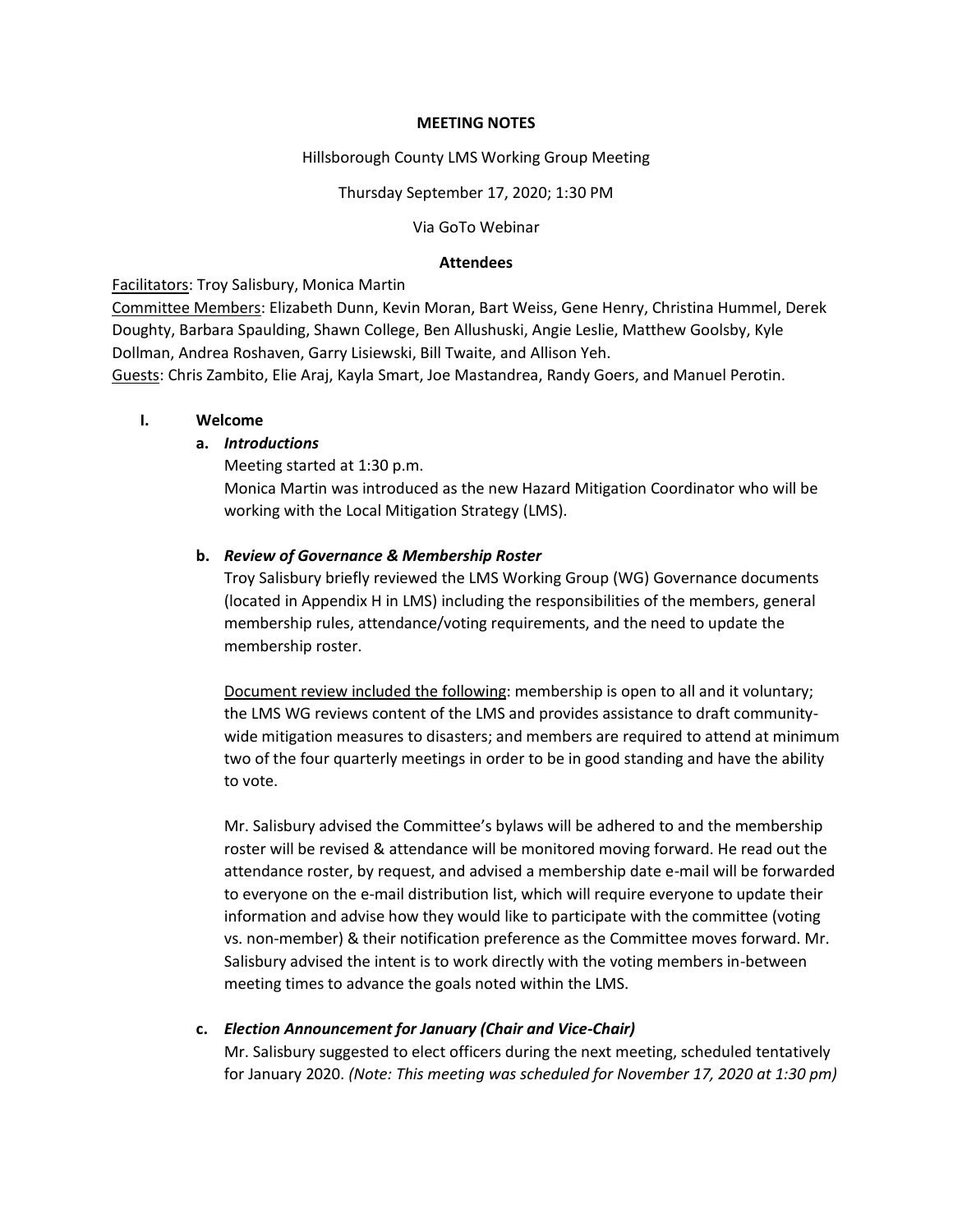**MEETING NOTES**

Hillsborough County LMS Working Group Meeting

Thursday September 17, 2020; 1:30 PM

Via GoTo Webinar

**Attendees**

Facilitators: Troy Salisbury, Monica Martin

Committee Members: Elizabeth Dunn, Kevin Moran, Bart Weiss, Gene Henry, Christina Hummel, Derek Doughty, Barbara Spaulding, Shawn College, Ben Allushuski, Angie Leslie, Matthew Goolsby, Kyle Dollman, Andrea Roshaven, Garry Lisiewski, Bill Twaite, and Allison Yeh.

Guests: Chris Zambito, Elie Araj, Kayla Smart, Joe Mastandrea, Randy Goers, and Manuel Perotin.

**I. Welcome**

**a. *Introductions***

Meeting started at 1:30 p.m.

Monica Martin was introduced as the new Hazard Mitigation Coordinator who will be working with the Local Mitigation Strategy (LMS).

**b. *Review of Governance & Membership Roster***

Troy Salisbury briefly reviewed the LMS Working Group (WG) Governance documents (located in Appendix H in LMS) including the responsibilities of the members, general membership rules, attendance/voting requirements, and the need to update the membership roster.

Document review included the following: membership is open to all and it voluntary; the LMS WG reviews content of the LMS and provides assistance to draft community-wide mitigation measures to disasters; and members are required to attend at minimum two of the four quarterly meetings in order to be in good standing and have the ability to vote.

Mr. Salisbury advised the Committee's bylaws will be adhered to and the membership roster will be revised & attendance will be monitored moving forward. He read out the attendance roster, by request, and advised a membership date e-mail will be forwarded to everyone on the e-mail distribution list, which will require everyone to update their information and advise how they would like to participate with the committee (voting vs. non-member) & their notification preference as the Committee moves forward. Mr. Salisbury advised the intent is to work directly with the voting members in-between meeting times to advance the goals noted within the LMS.

**c. *Election Announcement for January (Chair and Vice-Chair)***

Mr. Salisbury suggested to elect officers during the next meeting, scheduled tentatively for January 2020. *(Note: This meeting was scheduled for November 17, 2020 at 1:30 pm)*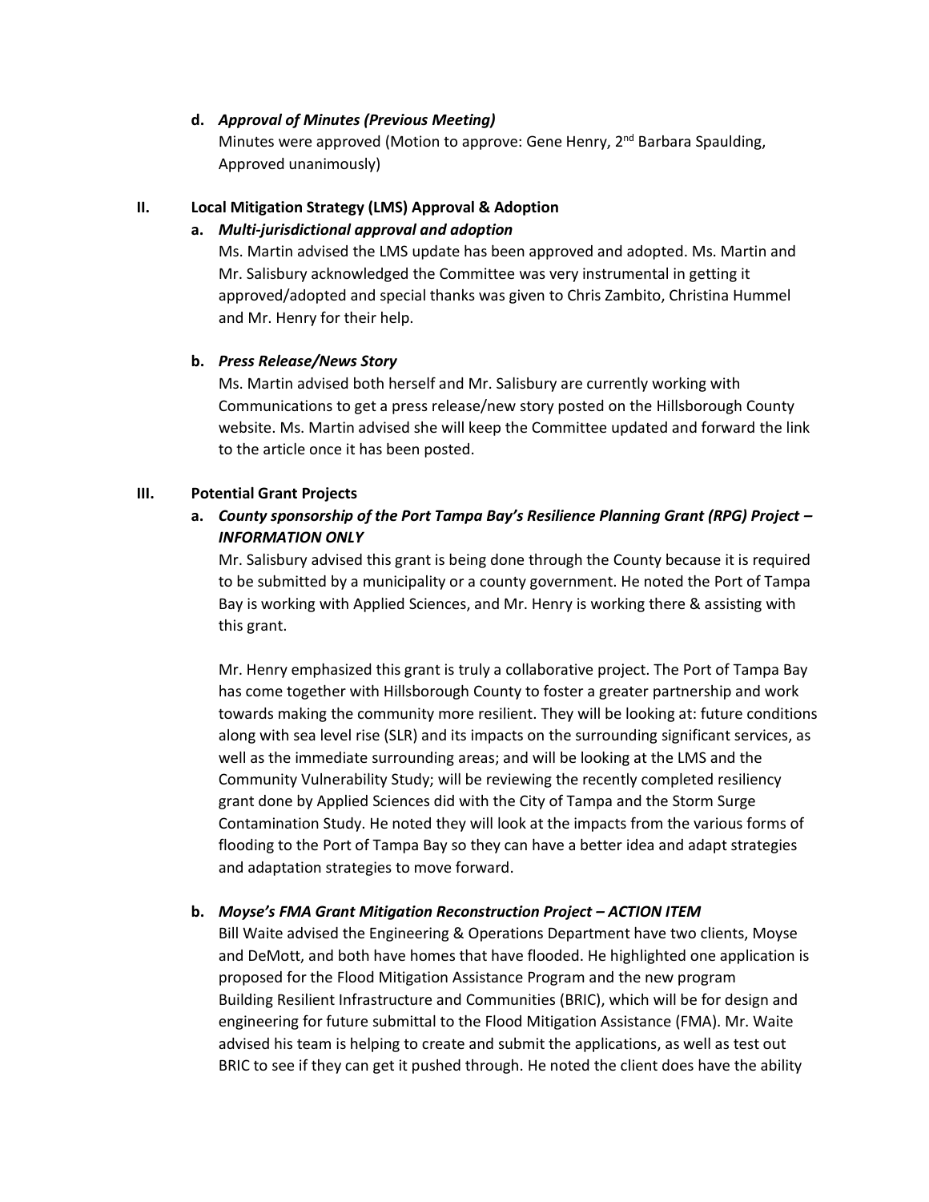**d.** ***Approval of Minutes (Previous Meeting)***

Minutes were approved (Motion to approve: Gene Henry, 2nd Barbara Spaulding, Approved unanimously)

## II. Local Mitigation Strategy (LMS) Approval & Adoption

**a.** ***Multi-jurisdictional approval and adoption***

Ms. Martin advised the LMS update has been approved and adopted. Ms. Martin and Mr. Salisbury acknowledged the Committee was very instrumental in getting it approved/adopted and special thanks was given to Chris Zambito, Christina Hummel and Mr. Henry for their help.

**b.** ***Press Release/News Story***

Ms. Martin advised both herself and Mr. Salisbury are currently working with Communications to get a press release/new story posted on the Hillsborough County website. Ms. Martin advised she will keep the Committee updated and forward the link to the article once it has been posted.

## III. Potential Grant Projects

**a.** ***County sponsorship of the Port Tampa Bay's Resilience Planning Grant (RPG) Project – INFORMATION ONLY***

Mr. Salisbury advised this grant is being done through the County because it is required to be submitted by a municipality or a county government. He noted the Port of Tampa Bay is working with Applied Sciences, and Mr. Henry is working there & assisting with this grant.

Mr. Henry emphasized this grant is truly a collaborative project. The Port of Tampa Bay has come together with Hillsborough County to foster a greater partnership and work towards making the community more resilient. They will be looking at: future conditions along with sea level rise (SLR) and its impacts on the surrounding significant services, as well as the immediate surrounding areas; and will be looking at the LMS and the Community Vulnerability Study; will be reviewing the recently completed resiliency grant done by Applied Sciences did with the City of Tampa and the Storm Surge Contamination Study. He noted they will look at the impacts from the various forms of flooding to the Port of Tampa Bay so they can have a better idea and adapt strategies and adaptation strategies to move forward.

**b.** ***Moyse's FMA Grant Mitigation Reconstruction Project – ACTION ITEM***

Bill Waite advised the Engineering & Operations Department have two clients, Moyse and DeMott, and both have homes that have flooded. He highlighted one application is proposed for the Flood Mitigation Assistance Program and the new program Building Resilient Infrastructure and Communities (BRIC), which will be for design and engineering for future submittal to the Flood Mitigation Assistance (FMA). Mr. Waite advised his team is helping to create and submit the applications, as well as test out BRIC to see if they can get it pushed through. He noted the client does have the ability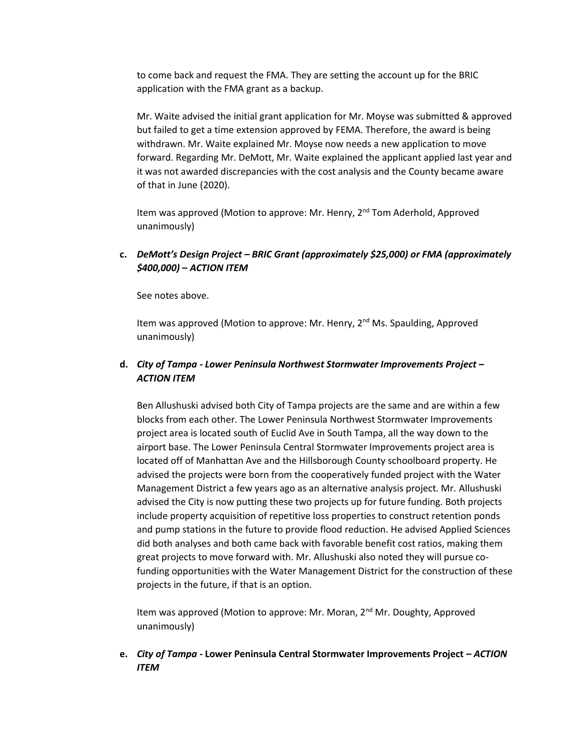to come back and request the FMA. They are setting the account up for the BRIC application with the FMA grant as a backup.

Mr. Waite advised the initial grant application for Mr. Moyse was submitted & approved but failed to get a time extension approved by FEMA. Therefore, the award is being withdrawn. Mr. Waite explained Mr. Moyse now needs a new application to move forward. Regarding Mr. DeMott, Mr. Waite explained the applicant applied last year and it was not awarded discrepancies with the cost analysis and the County became aware of that in June (2020).

Item was approved (Motion to approve: Mr. Henry, 2nd Tom Aderhold, Approved unanimously)

**c. *DeMott's Design Project – BRIC Grant (approximately $25,000) or FMA (approximately $400,000) – ACTION ITEM***

See notes above.

Item was approved (Motion to approve: Mr. Henry, 2nd Ms. Spaulding, Approved unanimously)

**d. *City of Tampa - Lower Peninsula Northwest Stormwater Improvements Project – ACTION ITEM***

Ben Allushuski advised both City of Tampa projects are the same and are within a few blocks from each other. The Lower Peninsula Northwest Stormwater Improvements project area is located south of Euclid Ave in South Tampa, all the way down to the airport base. The Lower Peninsula Central Stormwater Improvements project area is located off of Manhattan Ave and the Hillsborough County schoolboard property. He advised the projects were born from the cooperatively funded project with the Water Management District a few years ago as an alternative analysis project. Mr. Allushuski advised the City is now putting these two projects up for future funding. Both projects include property acquisition of repetitive loss properties to construct retention ponds and pump stations in the future to provide flood reduction. He advised Applied Sciences did both analyses and both came back with favorable benefit cost ratios, making them great projects to move forward with. Mr. Allushuski also noted they will pursue co-funding opportunities with the Water Management District for the construction of these projects in the future, if that is an option.

Item was approved (Motion to approve: Mr. Moran, 2nd Mr. Doughty, Approved unanimously)

**e. *City of Tampa -* Lower Peninsula Central Stormwater Improvements Project – *ACTION ITEM***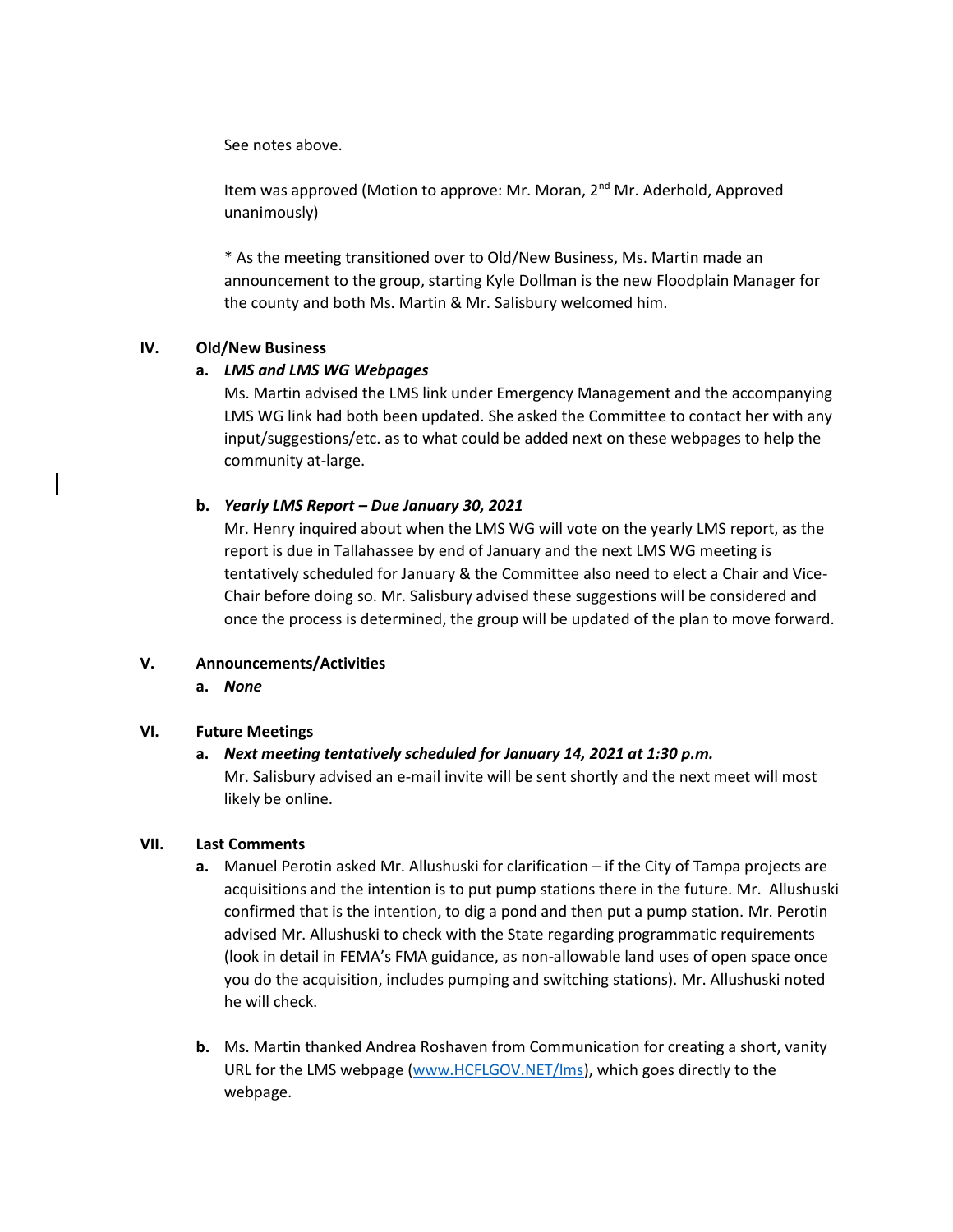See notes above.

Item was approved (Motion to approve: Mr. Moran, 2nd Mr. Aderhold, Approved unanimously)

* As the meeting transitioned over to Old/New Business, Ms. Martin made an announcement to the group, starting Kyle Dollman is the new Floodplain Manager for the county and both Ms. Martin & Mr. Salisbury welcomed him.

## IV. Old/New Business

**a. *LMS and LMS WG Webpages***

Ms. Martin advised the LMS link under Emergency Management and the accompanying LMS WG link had both been updated. She asked the Committee to contact her with any input/suggestions/etc. as to what could be added next on these webpages to help the community at-large.

**b. *Yearly LMS Report – Due January 30, 2021***

Mr. Henry inquired about when the LMS WG will vote on the yearly LMS report, as the report is due in Tallahassee by end of January and the next LMS WG meeting is tentatively scheduled for January & the Committee also need to elect a Chair and Vice-Chair before doing so. Mr. Salisbury advised these suggestions will be considered and once the process is determined, the group will be updated of the plan to move forward.

## V. Announcements/Activities

**a. *None***

## VI. Future Meetings

**a. *Next meeting tentatively scheduled for January 14, 2021 at 1:30 p.m.***

Mr. Salisbury advised an e-mail invite will be sent shortly and the next meet will most likely be online.

## VII. Last Comments

**a.** Manuel Perotin asked Mr. Allushuski for clarification – if the City of Tampa projects are acquisitions and the intention is to put pump stations there in the future. Mr. Allushuski confirmed that is the intention, to dig a pond and then put a pump station. Mr. Perotin advised Mr. Allushuski to check with the State regarding programmatic requirements (look in detail in FEMA's FMA guidance, as non-allowable land uses of open space once you do the acquisition, includes pumping and switching stations). Mr. Allushuski noted he will check.

**b.** Ms. Martin thanked Andrea Roshaven from Communication for creating a short, vanity URL for the LMS webpage ([www.HCFLGOV.NET/lms](www.HCFLGOV.NET/lms)), which goes directly to the webpage.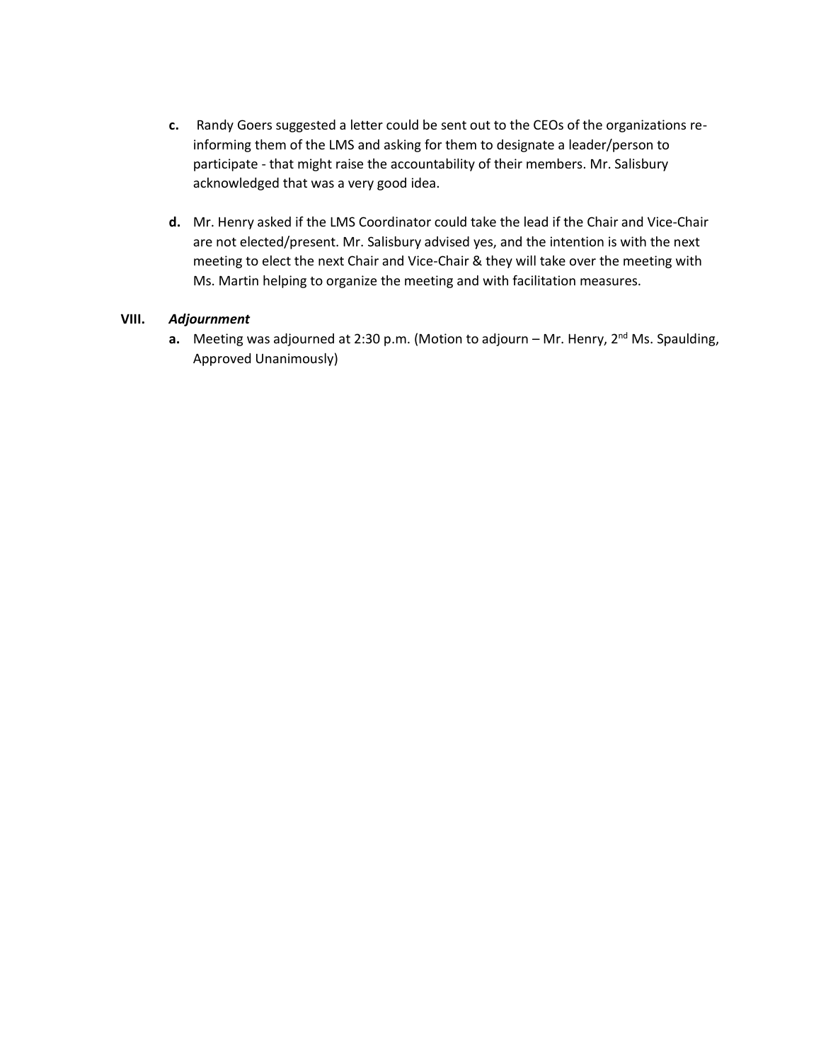c. Randy Goers suggested a letter could be sent out to the CEOs of the organizations re-informing them of the LMS and asking for them to designate a leader/person to participate - that might raise the accountability of their members. Mr. Salisbury acknowledged that was a very good idea.

d. Mr. Henry asked if the LMS Coordinator could take the lead if the Chair and Vice-Chair are not elected/present. Mr. Salisbury advised yes, and the intention is with the next meeting to elect the next Chair and Vice-Chair & they will take over the meeting with Ms. Martin helping to organize the meeting and with facilitation measures.

**VIII.** ***Adjournment***

a. Meeting was adjourned at 2:30 p.m. (Motion to adjourn – Mr. Henry, 2nd Ms. Spaulding, Approved Unanimously)